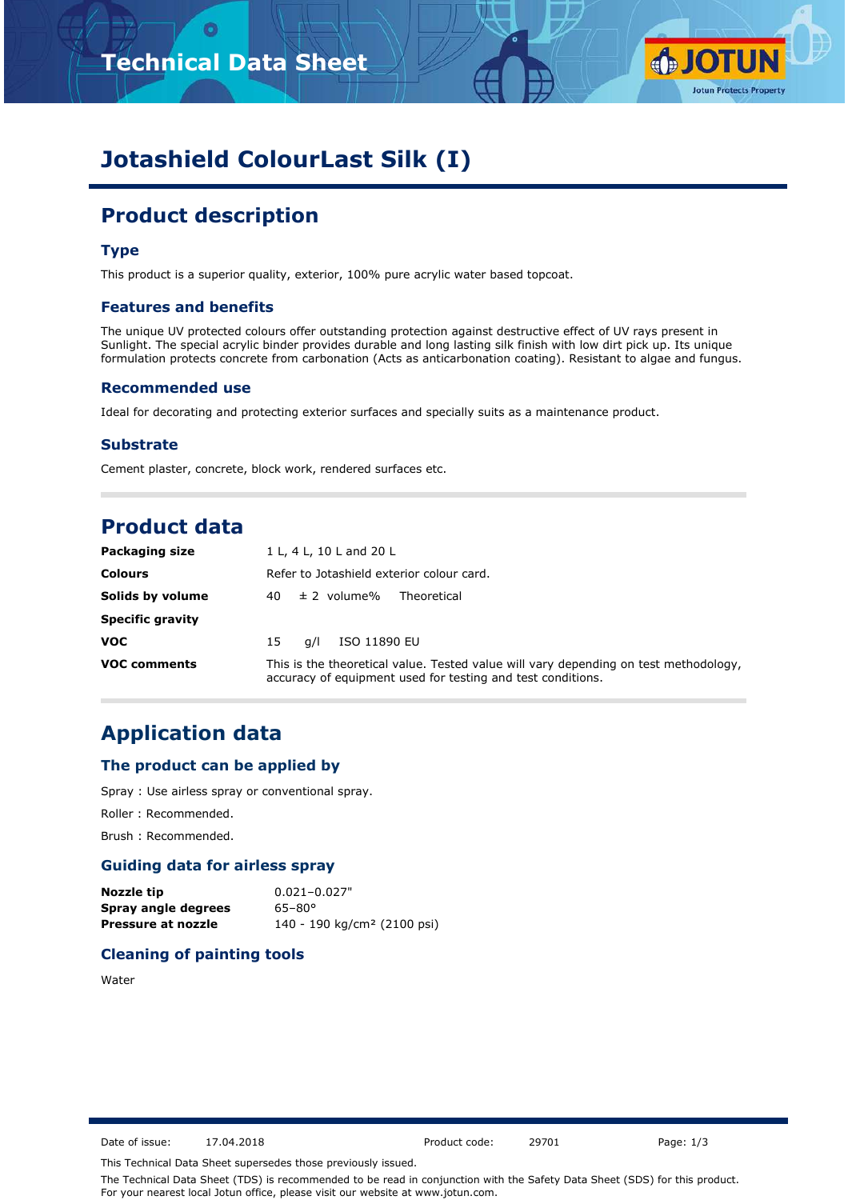# Jotashield ColourLast Silk (I)

## Product description

### Type

This product is a superior quality, exterior, 100% pure acrylic water based topcoat.

### Features and benefits

The unique UV protected colours offer outstanding protection against destructive effect of UV rays present in Sunlight. The special acrylic binder provides durable and long lasting silk finish with low dirt pick up. Its unique formulation protects concrete from carbonation (Acts as anticarbonation coating). Resistant to algae and fungus.

### Recommended use

Ideal for decorating and protecting exterior surfaces and specially suits as a maintenance product.

### Substrate

Cement plaster, concrete, block work, rendered surfaces etc.

## Product data

| | |
|---|---|
| **Packaging size** | 1 L, 4 L, 10 L and 20 L |
| **Colours** | Refer to Jotashield exterior colour card. |
| **Solids by volume** | 40 ± 2 volume% Theoretical |
| **Specific gravity** | |
| **VOC** | 15 g/l ISO 11890 EU |
| **VOC comments** | This is the theoretical value. Tested value will vary depending on test methodology, accuracy of equipment used for testing and test conditions. |

## Application data

### The product can be applied by

Spray : Use airless spray or conventional spray.

Roller : Recommended.

Brush : Recommended.

### Guiding data for airless spray

| | |
|---|---|
| **Nozzle tip** | 0.021–0.027" |
| **Spray angle degrees** | 65–80° |
| **Pressure at nozzle** | 140 - 190 kg/cm² (2100 psi) |

### Cleaning of painting tools

Water

Date of issue: 17.04.2018 Product code: 29701

This Technical Data Sheet supersedes those previously issued.

The Technical Data Sheet (TDS) is recommended to be read in conjunction with the Safety Data Sheet (SDS) for this product. For your nearest local Jotun office, please visit our website at www.jotun.com.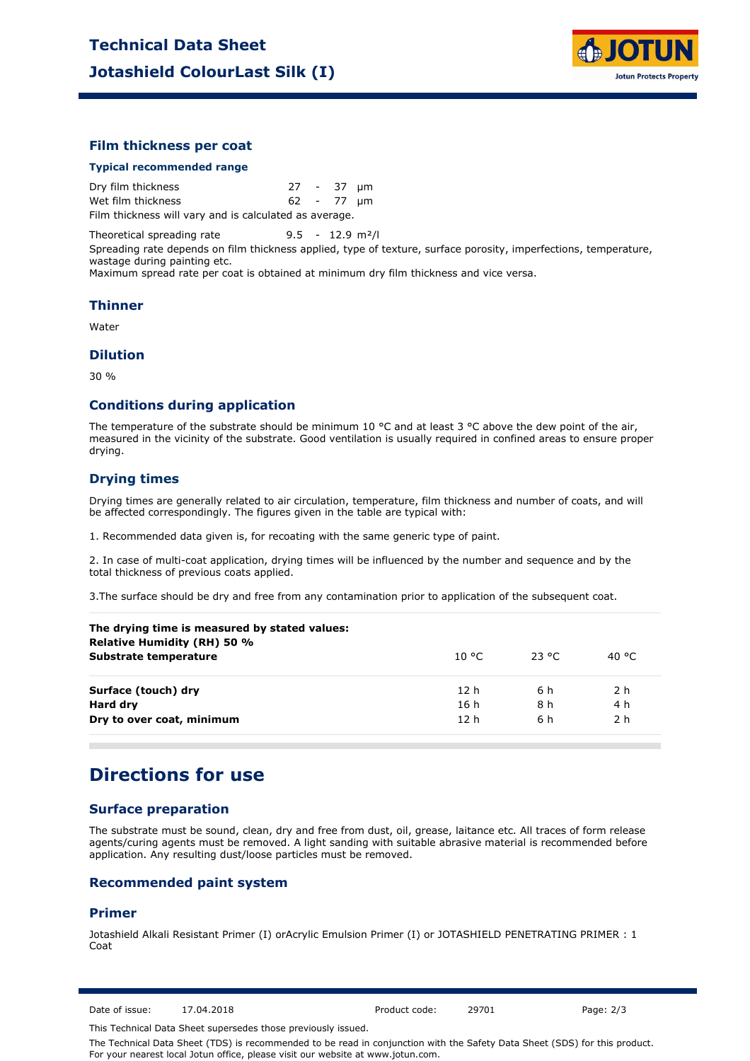### Film thickness per coat

**Typical recommended range**

| | | | | |
|---|---|---|---|---|
| Dry film thickness | 27 | - | 37 | µm |
| Wet film thickness | 62 | - | 77 | µm |

Film thickness will vary and is calculated as average.

Theoretical spreading rate 9.5 - 12.9 m²/l

Spreading rate depends on film thickness applied, type of texture, surface porosity, imperfections, temperature, wastage during painting etc.
Maximum spread rate per coat is obtained at minimum dry film thickness and vice versa.

### Thinner

Water

### Dilution

30 %

### Conditions during application

The temperature of the substrate should be minimum 10 °C and at least 3 °C above the dew point of the air, measured in the vicinity of the substrate. Good ventilation is usually required in confined areas to ensure proper drying.

### Drying times

Drying times are generally related to air circulation, temperature, film thickness and number of coats, and will be affected correspondingly. The figures given in the table are typical with:

1. Recommended data given is, for recoating with the same generic type of paint.

2. In case of multi-coat application, drying times will be influenced by the number and sequence and by the total thickness of previous coats applied.

3.The surface should be dry and free from any contamination prior to application of the subsequent coat.

| **The drying time is measured by stated values:**<br>**Relative Humidity (RH) 50 %**<br>**Substrate temperature** | 10 °C | 23 °C | 40 °C |
|---|---|---|---|
| **Surface (touch) dry** | 12 h | 6 h | 2 h |
| **Hard dry** | 16 h | 8 h | 4 h |
| **Dry to over coat, minimum** | 12 h | 6 h | 2 h |

## Directions for use

### Surface preparation

The substrate must be sound, clean, dry and free from dust, oil, grease, laitance etc. All traces of form release agents/curing agents must be removed. A light sanding with suitable abrasive material is recommended before application. Any resulting dust/loose particles must be removed.

### Recommended paint system

### Primer

Jotashield Alkali Resistant Primer (I) orAcrylic Emulsion Primer (I) or JOTASHIELD PENETRATING PRIMER : 1 Coat

Date of issue: 17.04.2018 Product code: 29701

This Technical Data Sheet supersedes those previously issued.

The Technical Data Sheet (TDS) is recommended to be read in conjunction with the Safety Data Sheet (SDS) for this product.
For your nearest local Jotun office, please visit our website at www.jotun.com.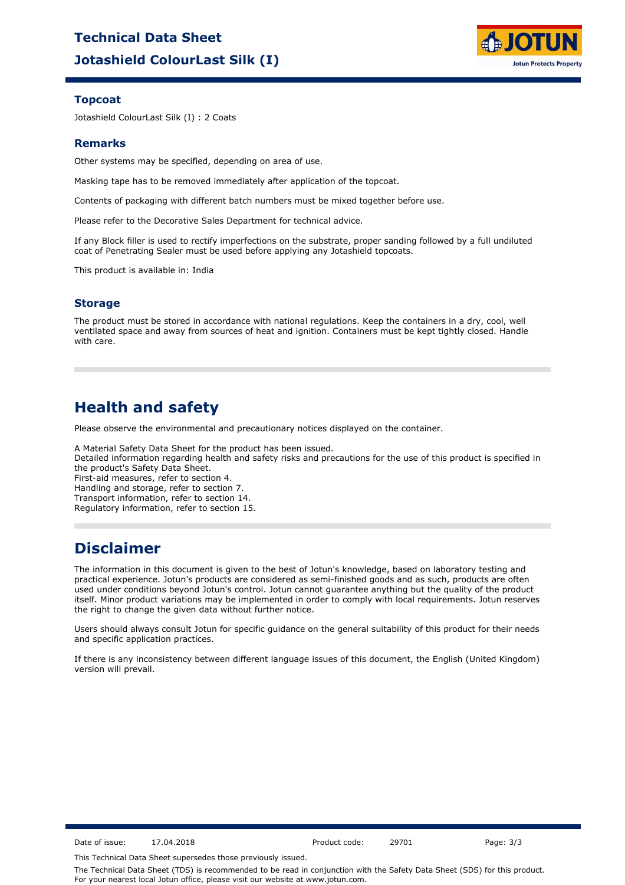### Topcoat

Jotashield ColourLast Silk (I) : 2 Coats

### Remarks

Other systems may be specified, depending on area of use.

Masking tape has to be removed immediately after application of the topcoat.

Contents of packaging with different batch numbers must be mixed together before use.

Please refer to the Decorative Sales Department for technical advice.

If any Block filler is used to rectify imperfections on the substrate, proper sanding followed by a full undiluted coat of Penetrating Sealer must be used before applying any Jotashield topcoats.

This product is available in: India

### Storage

The product must be stored in accordance with national regulations. Keep the containers in a dry, cool, well ventilated space and away from sources of heat and ignition. Containers must be kept tightly closed. Handle with care.

## Health and safety

Please observe the environmental and precautionary notices displayed on the container.

A Material Safety Data Sheet for the product has been issued.
Detailed information regarding health and safety risks and precautions for the use of this product is specified in the product's Safety Data Sheet.
First-aid measures, refer to section 4.
Handling and storage, refer to section 7.
Transport information, refer to section 14.
Regulatory information, refer to section 15.

## Disclaimer

The information in this document is given to the best of Jotun's knowledge, based on laboratory testing and practical experience. Jotun's products are considered as semi-finished goods and as such, products are often used under conditions beyond Jotun's control. Jotun cannot guarantee anything but the quality of the product itself. Minor product variations may be implemented in order to comply with local requirements. Jotun reserves the right to change the given data without further notice.

Users should always consult Jotun for specific guidance on the general suitability of this product for their needs and specific application practices.

If there is any inconsistency between different language issues of this document, the English (United Kingdom) version will prevail.

Date of issue: 17.04.2018 Product code: 29701

This Technical Data Sheet supersedes those previously issued.

The Technical Data Sheet (TDS) is recommended to be read in conjunction with the Safety Data Sheet (SDS) for this product. For your nearest local Jotun office, please visit our website at www.jotun.com.